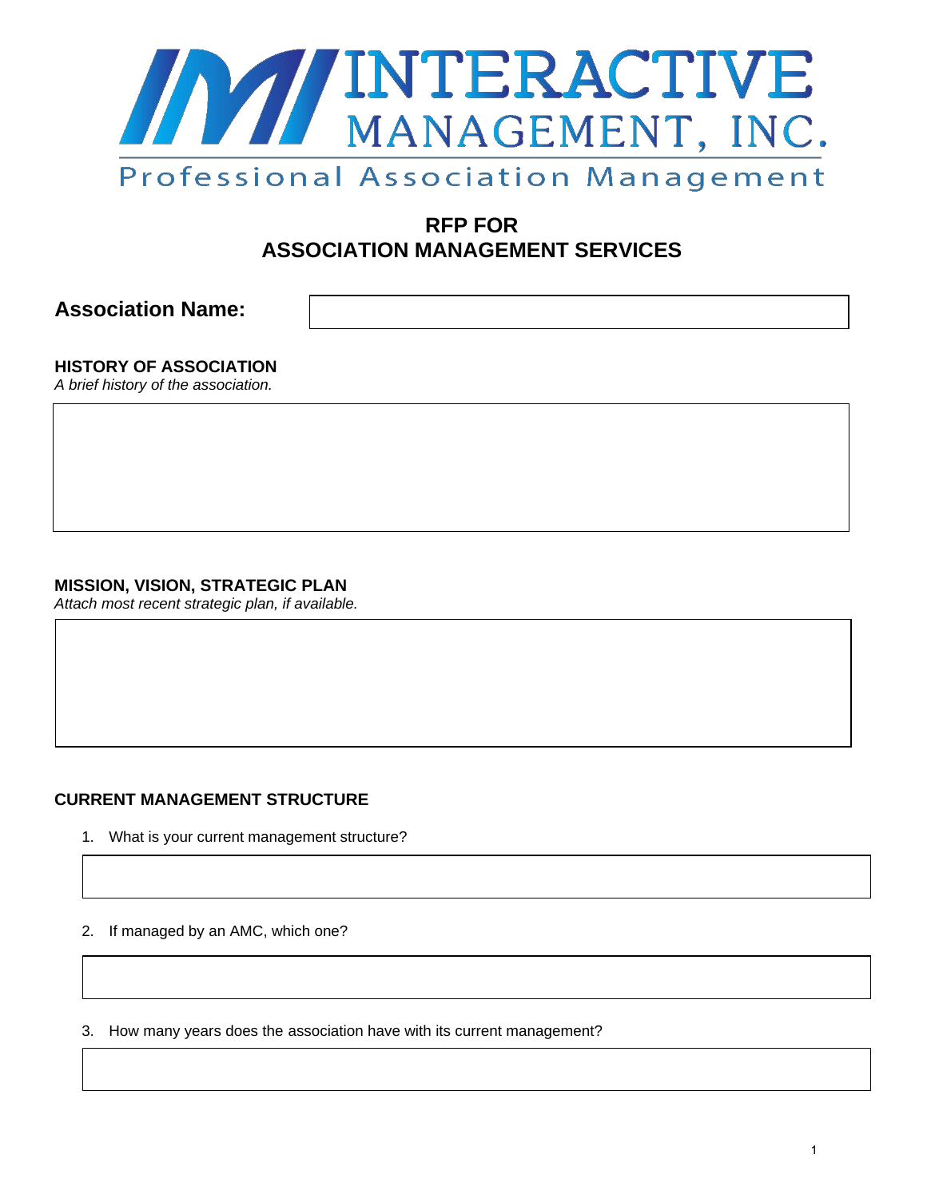# INTERACTIVE MANAGEMENT, INC.

Professional Association Management

## RFP FOR ASSOCIATION MANAGEMENT SERVICES

**Association Name:**

### HISTORY OF ASSOCIATION

*A brief history of the association.*

### MISSION, VISION, STRATEGIC PLAN

*Attach most recent strategic plan, if available.*

### CURRENT MANAGEMENT STRUCTURE

1. What is your current management structure?

2. If managed by an AMC, which one?

3. How many years does the association have with its current management?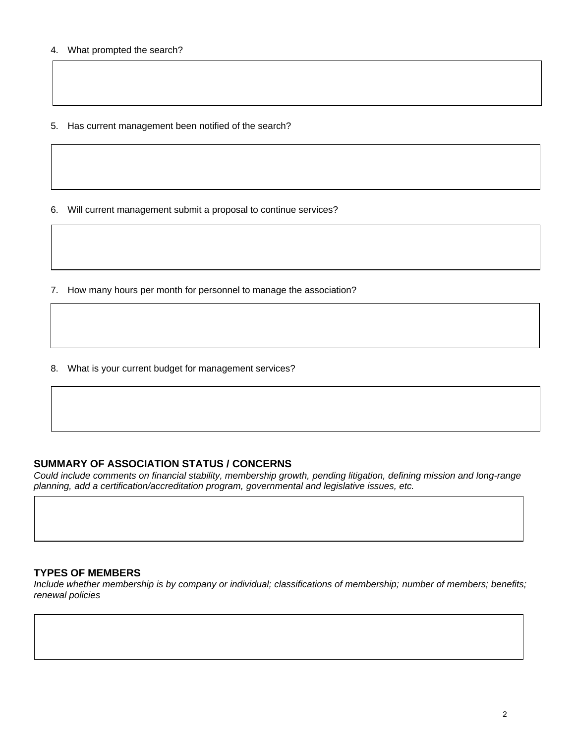4. What prompted the search?

5. Has current management been notified of the search?

6. Will current management submit a proposal to continue services?

7. How many hours per month for personnel to manage the association?

8. What is your current budget for management services?

## SUMMARY OF ASSOCIATION STATUS / CONCERNS

*Could include comments on financial stability, membership growth, pending litigation, defining mission and long-range planning, add a certification/accreditation program, governmental and legislative issues, etc.*

## TYPES OF MEMBERS

*Include whether membership is by company or individual; classifications of membership; number of members; benefits; renewal policies*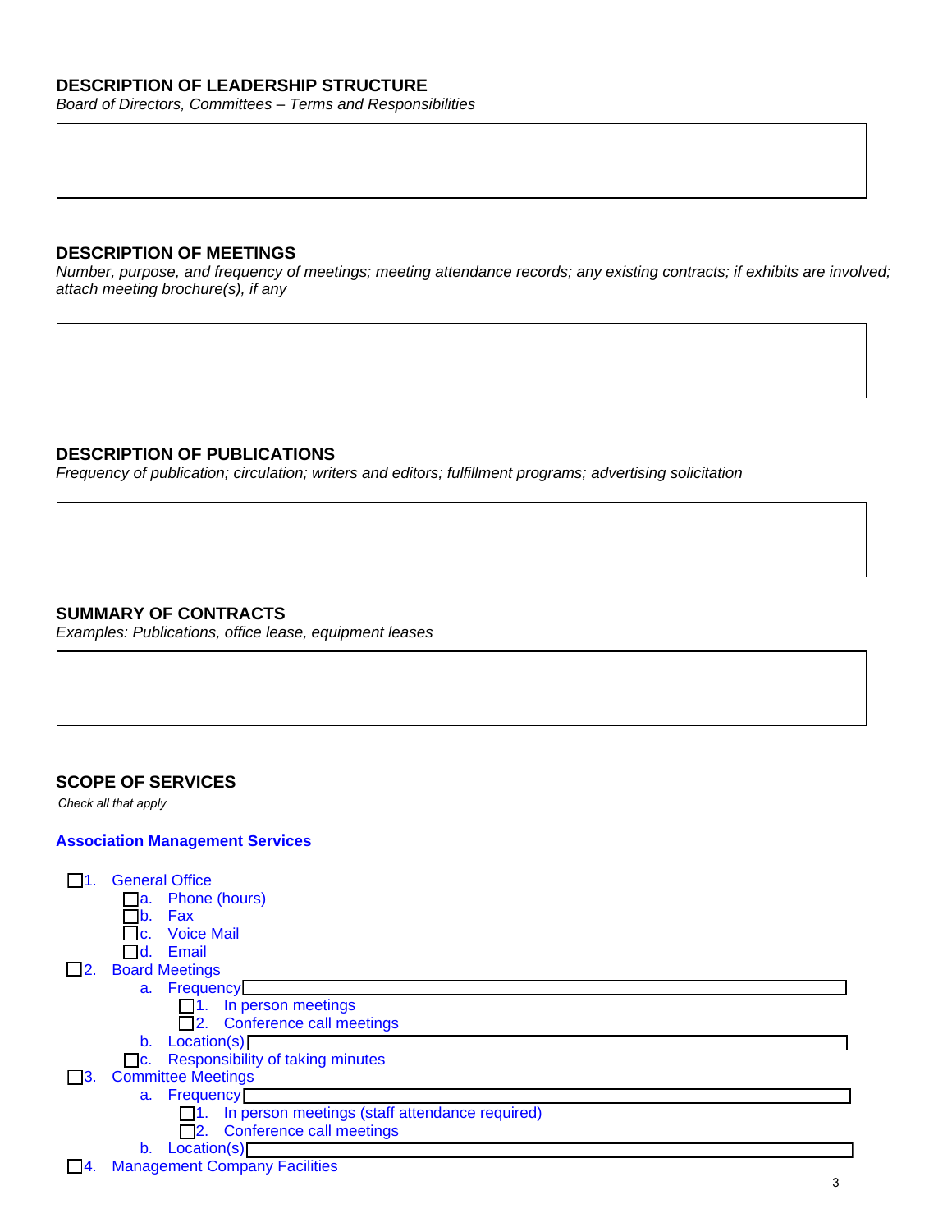## DESCRIPTION OF LEADERSHIP STRUCTURE

*Board of Directors, Committees – Terms and Responsibilities*

## DESCRIPTION OF MEETINGS

*Number, purpose, and frequency of meetings; meeting attendance records; any existing contracts; if exhibits are involved; attach meeting brochure(s), if any*

## DESCRIPTION OF PUBLICATIONS

*Frequency of publication; circulation; writers and editors; fulfillment programs; advertising solicitation*

## SUMMARY OF CONTRACTS

*Examples: Publications, office lease, equipment leases*

## SCOPE OF SERVICES

*Check all that apply*

### Association Management Services

- ☐ 1. General Office
  - ☐ a. Phone (hours)
  - ☐ b. Fax
  - ☐ c. Voice Mail
  - ☐ d. Email
- ☐ 2. Board Meetings
  - a. Frequency
    - ☐ 1. In person meetings
    - ☐ 2. Conference call meetings
  - b. Location(s)
  - ☐ c. Responsibility of taking minutes
- ☐ 3. Committee Meetings
  - a. Frequency
    - ☐ 1. In person meetings (staff attendance required)
    - ☐ 2. Conference call meetings
  - b. Location(s)
- ☐ 4. Management Company Facilities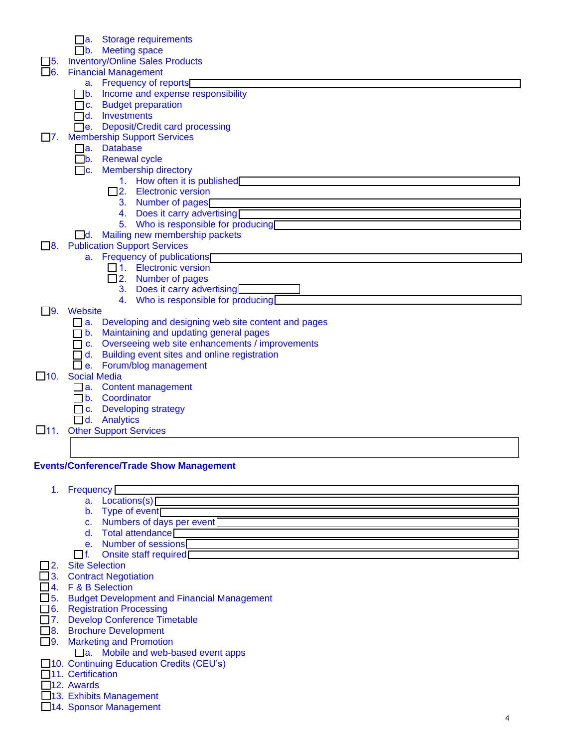- ☐ a. Storage requirements
- ☐ b. Meeting space

☐ 5. Inventory/Online Sales Products

☐ 6. Financial Management

- a. Frequency of reports ______
- ☐ b. Income and expense responsibility
- ☐ c. Budget preparation
- ☐ d. Investments
- ☐ e. Deposit/Credit card processing

☐ 7. Membership Support Services

- ☐ a. Database
- ☐ b. Renewal cycle
- ☐ c. Membership directory
  1. How often it is published ______
  2. ☐ Electronic version
  3. Number of pages ______
  4. Does it carry advertising ______
  5. Who is responsible for producing ______
- ☐ d. Mailing new membership packets

☐ 8. Publication Support Services

- a. Frequency of publications ______
  1. ☐ Electronic version
  2. ☐ Number of pages
  3. Does it carry advertising ______
  4. Who is responsible for producing ______

☐ 9. Website

- ☐ a. Developing and designing web site content and pages
- ☐ b. Maintaining and updating general pages
- ☐ c. Overseeing web site enhancements / improvements
- ☐ d. Building event sites and online registration
- ☐ e. Forum/blog management

☐ 10. Social Media

- ☐ a. Content management
- ☐ b. Coordinator
- ☐ c. Developing strategy
- ☐ d. Analytics

☐ 11. Other Support Services

______

**Events/Conference/Trade Show Management**

1. Frequency ______
   - a. Locations(s) ______
   - b. Type of event ______
   - c. Numbers of days per event ______
   - d. Total attendance ______
   - e. Number of sessions ______
   - ☐ f. Onsite staff required ______

☐ 2. Site Selection

☐ 3. Contract Negotiation

☐ 4. F & B Selection

☐ 5. Budget Development and Financial Management

☐ 6. Registration Processing

☐ 7. Develop Conference Timetable

☐ 8. Brochure Development

☐ 9. Marketing and Promotion

- ☐ a. Mobile and web-based event apps

☐ 10. Continuing Education Credits (CEU's)

☐ 11. Certification

☐ 12. Awards

☐ 13. Exhibits Management

☐ 14. Sponsor Management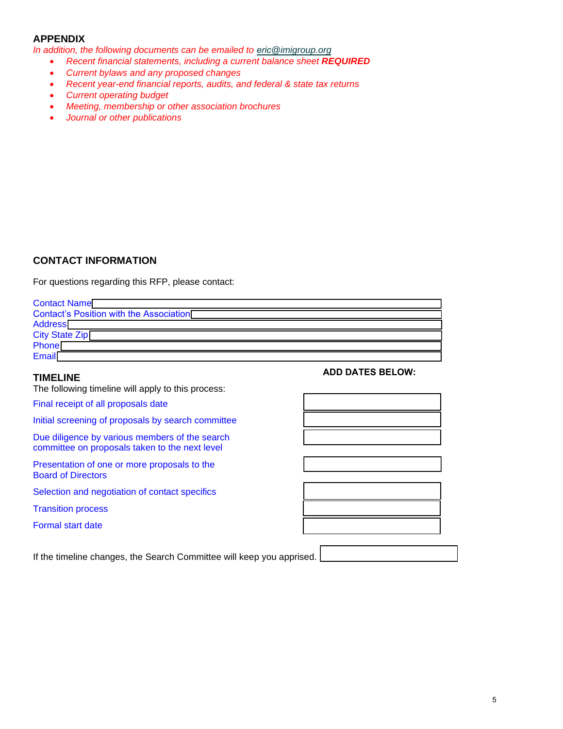## APPENDIX

*In addition, the following documents can be emailed to eric@imigroup.org*

- *Recent financial statements, including a current balance sheet* ***REQUIRED***
- *Current bylaws and any proposed changes*
- *Recent year-end financial reports, audits, and federal & state tax returns*
- *Current operating budget*
- *Meeting, membership or other association brochures*
- *Journal or other publications*

## CONTACT INFORMATION

For questions regarding this RFP, please contact:

Contact Name
Contact's Position with the Association
Address
City State Zip
Phone
Email

## TIMELINE

**ADD DATES BELOW:**

The following timeline will apply to this process:

| | |
|---|---|
| Final receipt of all proposals date | |
| Initial screening of proposals by search committee | |
| Due diligence by various members of the search committee on proposals taken to the next level | |
| Presentation of one or more proposals to the Board of Directors | |
| Selection and negotiation of contact specifics | |
| Transition process | |
| Formal start date | |

If the timeline changes, the Search Committee will keep you apprised.